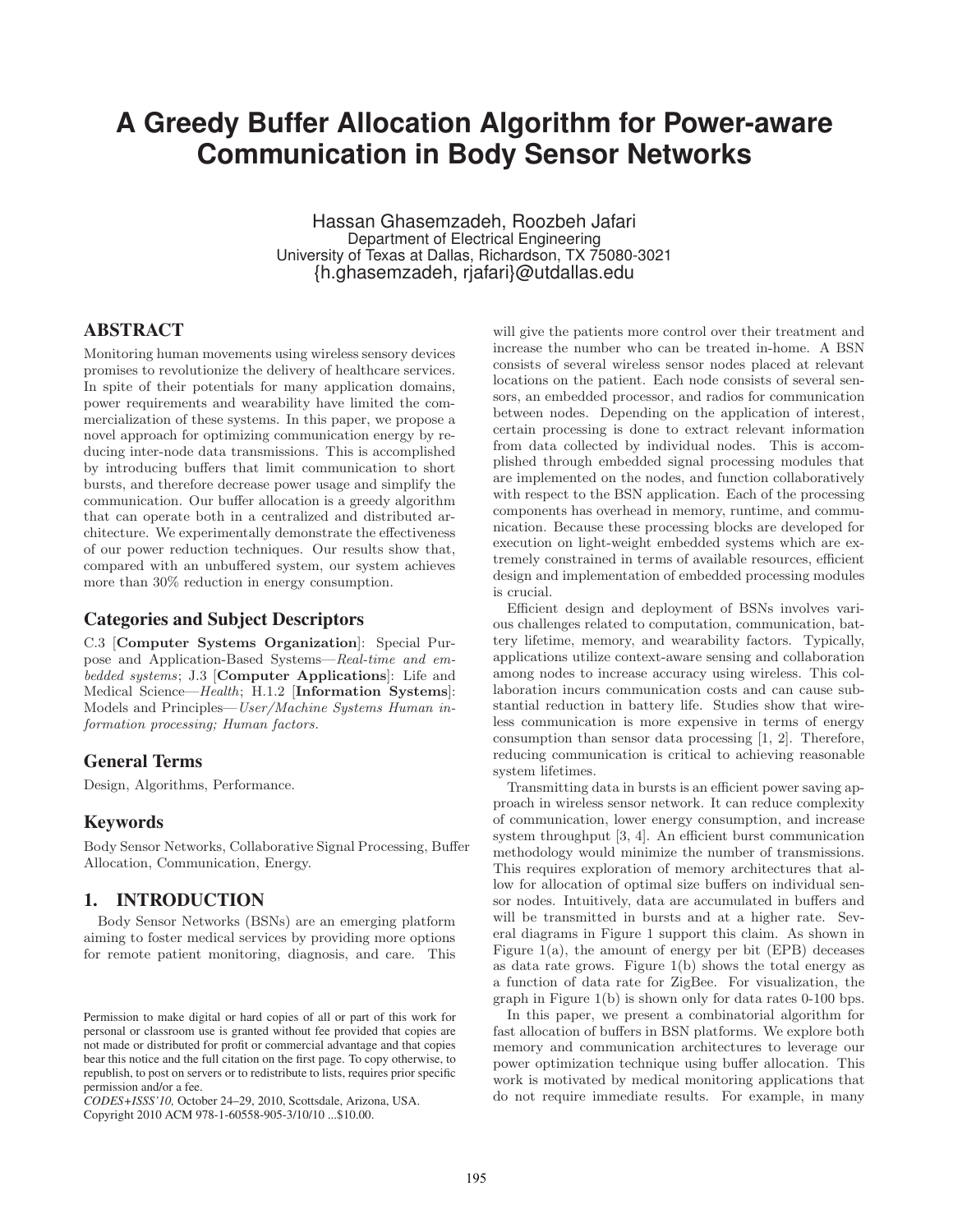# A Greedy Buffer Allocation Algorithm for Power-aware Communication in Body Sensor Networks

Hassan Ghasemzadeh, Roozbeh Jafari
Department of Electrical Engineering
University of Texas at Dallas, Richardson, TX 75080-3021
{h.ghasemzadeh, rjafari}@utdallas.edu

## ABSTRACT

Monitoring human movements using wireless sensory devices promises to revolutionize the delivery of healthcare services. In spite of their potentials for many application domains, power requirements and wearability have limited the commercialization of these systems. In this paper, we propose a novel approach for optimizing communication energy by reducing inter-node data transmissions. This is accomplished by introducing buffers that limit communication to short bursts, and therefore decrease power usage and simplify the communication. Our buffer allocation is a greedy algorithm that can operate both in a centralized and distributed architecture. We experimentally demonstrate the effectiveness of our power reduction techniques. Our results show that, compared with an unbuffered system, our system achieves more than 30% reduction in energy consumption.

### Categories and Subject Descriptors

C.3 [**Computer Systems Organization**]: Special Purpose and Application-Based Systems—*Real-time and embedded systems*; J.3 [**Computer Applications**]: Life and Medical Science—*Health*; H.1.2 [**Information Systems**]: Models and Principles—*User/Machine Systems Human information processing; Human factors.*

### General Terms

Design, Algorithms, Performance.

### Keywords

Body Sensor Networks, Collaborative Signal Processing, Buffer Allocation, Communication, Energy.

## 1. INTRODUCTION

Body Sensor Networks (BSNs) are an emerging platform aiming to foster medical services by providing more options for remote patient monitoring, diagnosis, and care. This will give the patients more control over their treatment and increase the number who can be treated in-home. A BSN consists of several wireless sensor nodes placed at relevant locations on the patient. Each node consists of several sensors, an embedded processor, and radios for communication between nodes. Depending on the application of interest, certain processing is done to extract relevant information from data collected by individual nodes. This is accomplished through embedded signal processing modules that are implemented on the nodes, and function collaboratively with respect to the BSN application. Each of the processing components has overhead in memory, runtime, and communication. Because these processing blocks are developed for execution on light-weight embedded systems which are extremely constrained in terms of available resources, efficient design and implementation of embedded processing modules is crucial.

Efficient design and deployment of BSNs involves various challenges related to computation, communication, battery lifetime, memory, and wearability factors. Typically, applications utilize context-aware sensing and collaboration among nodes to increase accuracy using wireless. This collaboration incurs communication costs and can cause substantial reduction in battery life. Studies show that wireless communication is more expensive in terms of energy consumption than sensor data processing [1, 2]. Therefore, reducing communication is critical to achieving reasonable system lifetimes.

Transmitting data in bursts is an efficient power saving approach in wireless sensor network. It can reduce complexity of communication, lower energy consumption, and increase system throughput [3, 4]. An efficient burst communication methodology would minimize the number of transmissions. This requires exploration of memory architectures that allow for allocation of optimal size buffers on individual sensor nodes. Intuitively, data are accumulated in buffers and will be transmitted in bursts and at a higher rate. Several diagrams in Figure 1 support this claim. As shown in Figure 1(a), the amount of energy per bit (EPB) deceases as data rate grows. Figure 1(b) shows the total energy as a function of data rate for ZigBee. For visualization, the graph in Figure 1(b) is shown only for data rates 0-100 bps.

In this paper, we present a combinatorial algorithm for fast allocation of buffers in BSN platforms. We explore both memory and communication architectures to leverage our power optimization technique using buffer allocation. This work is motivated by medical monitoring applications that do not require immediate results. For example, in many

Permission to make digital or hard copies of all or part of this work for personal or classroom use is granted without fee provided that copies are not made or distributed for profit or commercial advantage and that copies bear this notice and the full citation on the first page. To copy otherwise, to republish, to post on servers or to redistribute to lists, requires prior specific permission and/or a fee.
*CODES+ISSS'10,* October 24–29, 2010, Scottsdale, Arizona, USA.
Copyright 2010 ACM 978-1-60558-905-3/10/10 ...$10.00.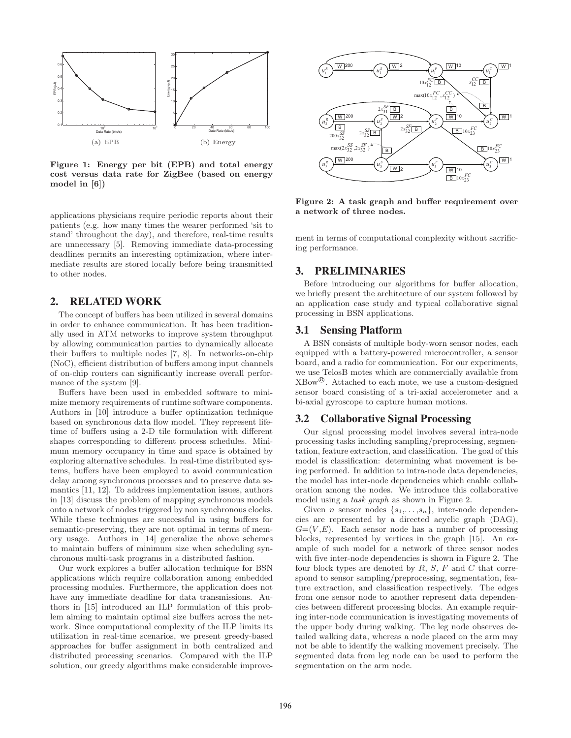(a) EPB

(b) Energy

**Figure 1: Energy per bit (EPB) and total energy cost versus data rate for ZigBee (based on energy model in [6])**

applications physicians require periodic reports about their patients (e.g. how many times the wearer performed 'sit to stand' throughout the day), and therefore, real-time results are unnecessary [5]. Removing immediate data-processing deadlines permits an interesting optimization, where intermediate results are stored locally before being transmitted to other nodes.

## 2. RELATED WORK

The concept of buffers has been utilized in several domains in order to enhance communication. It has been traditionally used in ATM networks to improve system throughput by allowing communication parties to dynamically allocate their buffers to multiple nodes [7, 8]. In networks-on-chip (NoC), efficient distribution of buffers among input channels of on-chip routers can significantly increase overall performance of the system [9].

Buffers have been used in embedded software to minimize memory requirements of runtime software components. Authors in [10] introduce a buffer optimization technique based on synchronous data flow model. They represent lifetime of buffers using a 2-D tile formulation with different shapes corresponding to different process schedules. Minimum memory occupancy in time and space is obtained by exploring alternative schedules. In real-time distributed systems, buffers have been employed to avoid communication delay among synchronous processes and to preserve data semantics [11, 12]. To address implementation issues, authors in [13] discuss the problem of mapping synchronous models onto a network of nodes triggered by non synchronous clocks. While these techniques are successful in using buffers for semantic-preserving, they are not optimal in terms of memory usage. Authors in [14] generalize the above schemes to maintain buffers of minimum size when scheduling synchronous multi-task programs in a distributed fashion.

Our work explores a buffer allocation technique for BSN applications which require collaboration among embedded processing modules. Furthermore, the application does not have any immediate deadline for data transmissions. Authors in [15] introduced an ILP formulation of this problem aiming to maintain optimal size buffers across the network. Since computational complexity of the ILP limits its utilization in real-time scenarios, we present greedy-based approaches for buffer assignment in both centralized and distributed processing scenarios. Compared with the ILP solution, our greedy algorithms make considerable improvement in terms of computational complexity without sacrificing performance.

**Figure 2: A task graph and buffer requirement over a network of three nodes.**

## 3. PRELIMINARIES

Before introducing our algorithms for buffer allocation, we briefly present the architecture of our system followed by an application case study and typical collaborative signal processing in BSN applications.

### 3.1 Sensing Platform

A BSN consists of multiple body-worn sensor nodes, each equipped with a battery-powered microcontroller, a sensor board, and a radio for communication. For our experiments, we use TelosB motes which are commercially available from XBow®. Attached to each mote, we use a custom-designed sensor board consisting of a tri-axial accelerometer and a bi-axial gyroscope to capture human motions.

### 3.2 Collaborative Signal Processing

Our signal processing model involves several intra-node processing tasks including sampling/preprocessing, segmentation, feature extraction, and classification. The goal of this model is classification: determining what movement is being performed. In addition to intra-node data dependencies, the model has inter-node dependencies which enable collaboration among the nodes. We introduce this collaborative model using a *task graph* as shown in Figure 2.

Given $n$ sensor nodes $\{s_1, \ldots, s_n\}$, inter-node dependencies are represented by a directed acyclic graph (DAG), $G=(V,E)$. Each sensor node has a number of processing blocks, represented by vertices in the graph [15]. An example of such model for a network of three sensor nodes with five inter-node dependencies is shown in Figure 2. The four block types are denoted by $R$, $S$, $F$ and $C$ that correspond to sensor sampling/preprocessing, segmentation, feature extraction, and classification respectively. The edges from one sensor node to another represent data dependencies between different processing blocks. An example requiring inter-node communication is investigating movements of the upper body during walking. The leg node observes detailed walking data, whereas a node placed on the arm may not be able to identify the walking movement precisely. The segmented data from leg node can be used to perform the segmentation on the arm node.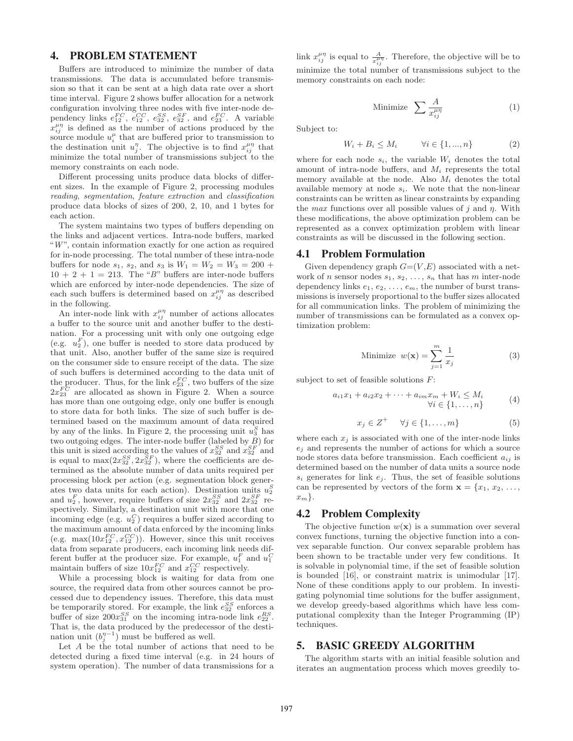## 4. PROBLEM STATEMENT

Buffers are introduced to minimize the number of data transmissions. The data is accumulated before transmission so that it can be sent at a high data rate over a short time interval. Figure 2 shows buffer allocation for a network configuration involving three nodes with five inter-node dependency links $e_{12}^{FC}$, $e_{12}^{CC}$, $e_{32}^{SS}$, $e_{32}^{SF}$, and $e_{23}^{FC}$. A variable $x_{ij}^{\mu\eta}$ is defined as the number of actions produced by the source module $u_i^{\mu}$ that are buffered prior to transmission to the destination unit $u_j^{\eta}$. The objective is to find $x_{ij}^{\mu\eta}$ that minimize the total number of transmissions subject to the memory constraints on each node.

Different processing units produce data blocks of different sizes. In the example of Figure 2, processing modules *reading*, *segmentation*, *feature extraction* and *classification* produce data blocks of sizes of 200, 2, 10, and 1 bytes for each action.

The system maintains two types of buffers depending on the links and adjacent vertices. Intra-node buffers, marked "$W$", contain information exactly for one action as required for in-node processing. The total number of these intra-node buffers for node $s_1$, $s_2$, and $s_3$ is $W_1 = W_2 = W_3 = 200 + 10 + 2 + 1 = 213$. The "$B$" buffers are inter-node buffers which are enforced by inter-node dependencies. The size of each such buffers is determined based on $x_{ij}^{\mu\eta}$ as described in the following.

An inter-node link with $x_{ij}^{\mu\eta}$ number of actions allocates a buffer to the source unit and another buffer to the destination. For a processing unit with only one outgoing edge (e.g. $u_2^F$), one buffer is needed to store data produced by that unit. Also, another buffer of the same size is required on the consumer side to ensure receipt of the data. The size of such buffers is determined according to the data unit of the producer. Thus, for the link $e_{23}^{FC}$, two buffers of the size $2x_{23}^{FC}$ are allocated as shown in Figure 2. When a source has more than one outgoing edge, only one buffer is enough to store data for both links. The size of such buffer is determined based on the maximum amount of data required by any of the links. In Figure 2, the processing unit $u_3^S$ has two outgoing edges. The inter-node buffer (labeled by $B$) for this unit is sized according to the values of $x_{32}^{SS}$ and $x_{32}^{SF}$ and is equal to $\max(2x_{32}^{SS}, 2x_{32}^{SF})$, where the coefficients are determined as the absolute number of data units required per processing block per action (e.g. segmentation block generates two data units for each action). Destination units $u_2^S$ and $u_2^F$, however, require buffers of size $2x_{32}^{SS}$ and $2x_{32}^{SF}$ respectively. Similarly, a destination unit with more that one incoming edge (e.g. $u_2^C$) requires a buffer sized according to the maximum amount of data enforced by the incoming links (e.g. $\max(10x_{12}^{FC}, x_{12}^{CC})$). However, since this unit receives data from separate producers, each incoming link needs different buffer at the producer size. For example, $u_1^F$ and $u_1^C$ maintain buffers of size $10x_{12}^{FC}$ and $x_{12}^{CC}$ respectively.

While a processing block is waiting for data from one source, the required data from other sources cannot be processed due to dependency issues. Therefore, this data must be temporarily stored. For example, the link $e_{32}^{SS}$ enforces a buffer of size $200x_{31}^{SS}$ on the incoming intra-node link $e_{22}^{RS}$. That is, the data produced by the predecessor of the destination unit ($b_j^{\eta-1}$) must be buffered as well.

Let $A$ be the total number of actions that need to be detected during a fixed time interval (e.g. in 24 hours of system operation). The number of data transmissions for a link $x_{ij}^{\mu\eta}$ is equal to $\frac{A}{x_{ij}^{\mu\eta}}$. Therefore, the objective will be to minimize the total number of transmissions subject to the memory constraints on each node:

$$\text{Minimize} \ \sum \frac{A}{x_{ij}^{\mu\eta}} \tag{1}$$

Subject to:

$$W_i + B_i \leq M_i \qquad \forall i \in \{1, ..., n\} \tag{2}$$

where for each node $s_i$, the variable $W_i$ denotes the total amount of intra-node buffers, and $M_i$ represents the total memory available at the node. Also $M_i$ denotes the total available memory at node $s_i$. We note that the non-linear constraints can be written as linear constraints by expanding the *max* functions over all possible values of $j$ and $\eta$. With these modifications, the above optimization problem can be represented as a convex optimization problem with linear constraints as will be discussed in the following section.

### 4.1 Problem Formulation

Given dependency graph $G$=($V$,$E$) associated with a network of $n$ sensor nodes $s_1$, $s_2$, ..., $s_n$ that has $m$ inter-node dependency links $e_1$, $e_2$, ..., $e_m$, the number of burst transmissions is inversely proportional to the buffer sizes allocated for all communication links. The problem of minimizing the number of transmissions can be formulated as a convex optimization problem:

$$\text{Minimize} \ \ w(\mathbf{x}) = \sum_{j=1}^{m} \frac{1}{x_j} \tag{3}$$

subject to set of feasible solutions $F$:

$$a_{i1}x_1 + a_{i2}x_2 + \cdots + a_{im}x_m + W_i \leq M_i \qquad \forall i \in \{1, \ldots, n\} \tag{4}$$

$$x_j \in Z^+ \quad \forall j \in \{1, \ldots, m\} \tag{5}$$

where each $x_j$ is associated with one of the inter-node links $e_j$ and represents the number of actions for which a source node stores data before transmission. Each coefficient $a_{ij}$ is determined based on the number of data units a source node $s_i$ generates for link $e_j$. Thus, the set of feasible solutions can be represented by vectors of the form $\mathbf{x} = \{x_1, x_2, \ldots, x_m\}$.

### 4.2 Problem Complexity

The objective function $w(\mathbf{x})$ is a summation over several convex functions, turning the objective function into a convex separable function. Our convex separable problem has been shown to be tractable under very few conditions. It is solvable in polynomial time, if the set of feasible solution is bounded [16], or constraint matrix is unimodular [17]. None of these conditions apply to our problem. In investigating polynomial time solutions for the buffer assignment, we develop greedy-based algorithms which have less computational complexity than the Integer Programming (IP) techniques.

## 5. BASIC GREEDY ALGORITHM

The algorithm starts with an initial feasible solution and iterates an augmentation process which moves greedily to-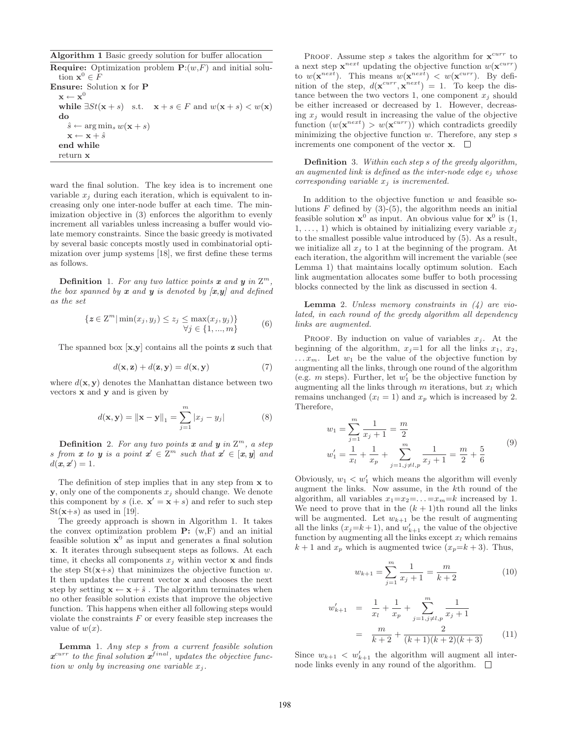**Algorithm 1** Basic greedy solution for buffer allocation

**Require:** Optimization problem $\mathbf{P}$:$(w,F)$ and initial solution $\mathbf{x}^0 \in F$
**Ensure:** Solution $\mathbf{x}$ for $\mathbf{P}$

```
x ← x^0
while ∃St(x + s)  s.t.  x + s ∈ F and w(x + s) < w(x) do
    ŝ ← arg min_s w(x + s)
    x ← x + ŝ
end while
return x
```

ward the final solution. The key idea is to increment one variable $x_j$ during each iteration, which is equivalent to increasing only one inter-node buffer at each time. The minimization objective in (3) enforces the algorithm to evenly increment all variables unless increasing a buffer would violate memory constraints. Since the basic greedy is motivated by several basic concepts mostly used in combinatorial optimization over jump systems [18], we first define these terms as follows.

**Definition** 1. *For any two lattice points $\boldsymbol{x}$ and $\boldsymbol{y}$ in $\mathbb{Z}^m$, the box spanned by $\boldsymbol{x}$ and $\boldsymbol{y}$ is denoted by $[\boldsymbol{x},\boldsymbol{y}]$ and defined as the set*

$$\{\boldsymbol{z} \in \mathbb{Z}^m \,|\, \min(x_j, y_j) \le z_j \le \max(x_j, y_j)\} \quad \forall j \in \{1, ..., m\} \tag{6}$$

The spanned box $[\mathbf{x},\mathbf{y}]$ contains all the points $\mathbf{z}$ such that

$$d(\mathbf{x}, \mathbf{z}) + d(\mathbf{z}, \mathbf{y}) = d(\mathbf{x}, \mathbf{y}) \tag{7}$$

where $d(\mathbf{x}, \mathbf{y})$ denotes the Manhattan distance between two vectors $\mathbf{x}$ and $\mathbf{y}$ and is given by

$$d(\mathbf{x}, \mathbf{y}) = \|\mathbf{x} - \mathbf{y}\|_1 = \sum_{j=1}^{m} |x_j - y_j| \tag{8}$$

**Definition** 2. *For any two points $\boldsymbol{x}$ and $\boldsymbol{y}$ in $\mathbb{Z}^m$, a step $s$ from $\boldsymbol{x}$ to $\boldsymbol{y}$ is a point $\boldsymbol{x}' \in \mathbb{Z}^m$ such that $\boldsymbol{x}' \in [\boldsymbol{x}, \boldsymbol{y}]$ and $d(\boldsymbol{x}, \boldsymbol{x}') = 1$.*

The definition of step implies that in any step from $\mathbf{x}$ to $\mathbf{y}$, only one of the components $x_j$ should change. We denote this component by $s$ (i.e. $\mathbf{x}' = \mathbf{x} + s$) and refer to such step $\mathrm{St}(\mathbf{x}+s)$ as used in [19].

The greedy approach is shown in Algorithm 1. It takes the convex optimization problem $\mathbf{P}$: (w,F) and an initial feasible solution $\mathbf{x}^0$ as input and generates a final solution $\mathbf{x}$. It iterates through subsequent steps as follows. At each time, it checks all components $x_j$ within vector $\mathbf{x}$ and finds the step $\mathrm{St}(\mathbf{x}+s)$ that minimizes the objective function $w$. It then updates the current vector $\mathbf{x}$ and chooses the next step by setting $\mathbf{x} \leftarrow \mathbf{x} + \hat{s}$ . The algorithm terminates when no other feasible solution exists that improve the objective function. This happens when either all following steps would violate the constraints $F$ or every feasible step increases the value of $w(x)$.

**Lemma** 1. *Any step $s$ from a current feasible solution $\boldsymbol{x}^{curr}$ to the final solution $\boldsymbol{x}^{final}$, updates the objective function $w$ only by increasing one variable $x_j$.*

PROOF. Assume step $s$ takes the algorithm for $\mathbf{x}^{curr}$ to a next step $\mathbf{x}^{next}$ updating the objective function $w(\mathbf{x}^{curr})$ to $w(\mathbf{x}^{next})$. This means $w(\mathbf{x}^{next}) < w(\mathbf{x}^{curr})$. By definition of the step, $d(\mathbf{x}^{curr}, \mathbf{x}^{next}) = 1$. To keep the distance between the two vectors 1, one component $x_j$ should be either increased or decreased by 1. However, decreasing $x_j$ would result in increasing the value of the objective function $(w(\mathbf{x}^{next}) > w(\mathbf{x}^{curr}))$ which contradicts greedily minimizing the objective function $w$. Therefore, any step $s$ increments one component of the vector $\mathbf{x}$. □

**Definition** 3. *Within each step $s$ of the greedy algorithm, an augmented link is defined as the inter-node edge $e_j$ whose corresponding variable $x_j$ is incremented.*

In addition to the objective function $w$ and feasible solutions $F$ defined by (3)-(5), the algorithm needs an initial feasible solution $\mathbf{x}^0$ as input. An obvious value for $\mathbf{x}^0$ is (1, 1, ..., 1) which is obtained by initializing every variable $x_j$ to the smallest possible value introduced by (5). As a result, we initialize all $x_j$ to 1 at the beginning of the program. At each iteration, the algorithm will increment the variable (see Lemma 1) that maintains locally optimum solution. Each link augmentation allocates some buffer to both processing blocks connected by the link as discussed in section 4.

**Lemma** 2. *Unless memory constraints in (4) are violated, in each round of the greedy algorithm all dependency links are augmented.*

PROOF. By induction on value of variables $x_j$. At the beginning of the algorithm, $x_j$=1 for all the links $x_1$, $x_2$, $\ldots x_m$. Let $w_1$ be the value of the objective function by augmenting all the links, through one round of the algorithm (e.g. $m$ steps). Further, let $w_1'$ be the objective function by augmenting all the links through $m$ iterations, but $x_l$ which remains unchanged ($x_l = 1$) and $x_p$ which is increased by 2. Therefore,

$$\begin{aligned} w_1 &= \sum_{j=1}^{m} \frac{1}{x_j + 1} = \frac{m}{2} \\ w_1' &= \frac{1}{x_l} + \frac{1}{x_p} + \sum_{j=1, j \ne l,p}^{m} \frac{1}{x_j + 1} = \frac{m}{2} + \frac{5}{6} \end{aligned} \tag{9}$$

Obviously, $w_1 < w_1'$ which means the algorithm will evenly augment the links. Now assume, in the $k$th round of the algorithm, all variables $x_1$=$x_2$=...=$x_m$=$k$ increased by 1. We need to prove that in the $(k + 1)$th round all the links will be augmented. Let $w_{k+1}$ be the result of augmenting all the links ($x_j$=$k$+1), and $w_{k+1}'$ the value of the objective function by augmenting all the links except $x_l$ which remains $k + 1$ and $x_p$ which is augmented twice ($x_p$=$k + 3$). Thus,

$$w_{k+1} = \sum_{j=1}^{m} \frac{1}{x_j + 1} = \frac{m}{k + 2} \tag{10}$$

$$\begin{aligned} w_{k+1}' &= \frac{1}{x_l} + \frac{1}{x_p} + \sum_{j=1, j \ne l,p}^{m} \frac{1}{x_j + 1} \\ &= \frac{m}{k + 2} + \frac{2}{(k + 1)(k + 2)(k + 3)} \end{aligned} \tag{11}$$

Since $w_{k+1} < w_{k+1}'$ the algorithm will augment all inter-node links evenly in any round of the algorithm. □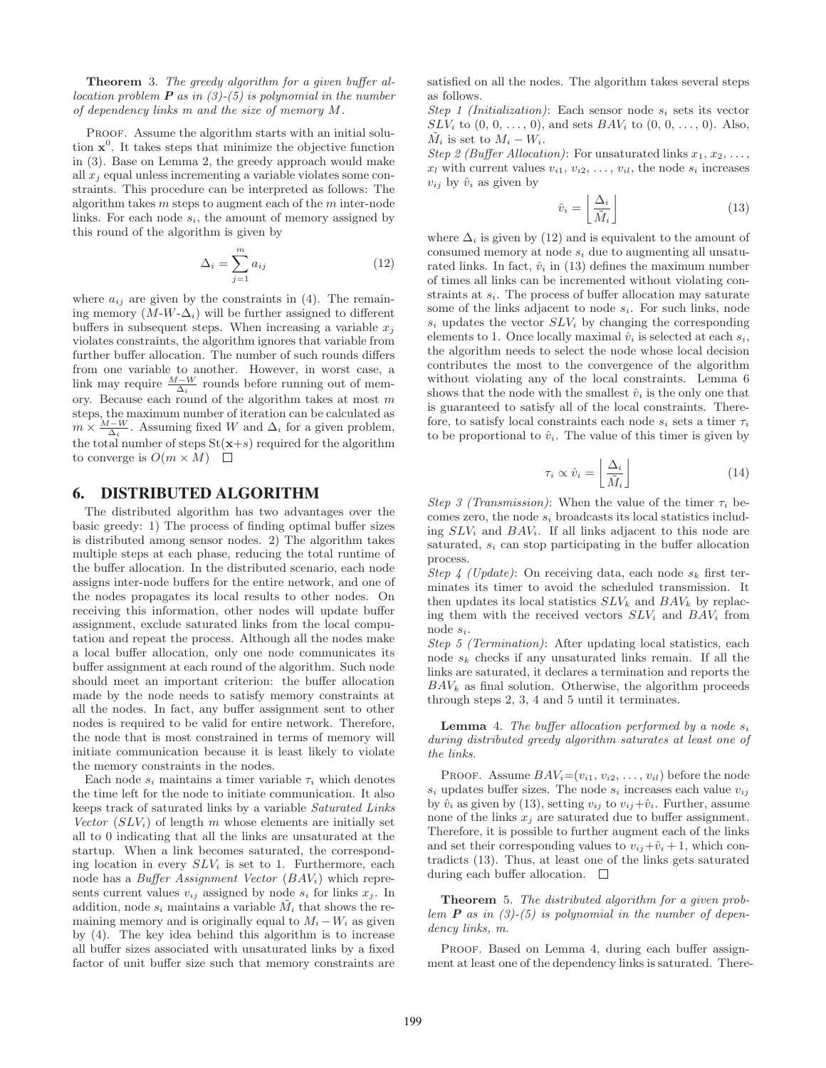**Theorem** 3. *The greedy algorithm for a given buffer allocation problem **P** as in (3)-(5) is polynomial in the number of dependency links m and the size of memory M.*

Proof. Assume the algorithm starts with an initial solution $\mathbf{x}^0$. It takes steps that minimize the objective function in (3). Base on Lemma 2, the greedy approach would make all $x_j$ equal unless incrementing a variable violates some constraints. This procedure can be interpreted as follows: The algorithm takes $m$ steps to augment each of the $m$ inter-node links. For each node $s_i$, the amount of memory assigned by this round of the algorithm is given by

$$\Delta_i = \sum_{j=1}^{m} a_{ij} \tag{12}$$

where $a_{ij}$ are given by the constraints in (4). The remaining memory ($M$-$W$-$\Delta_i$) will be further assigned to different buffers in subsequent steps. When increasing a variable $x_j$ violates constraints, the algorithm ignores that variable from further buffer allocation. The number of such rounds differs from one variable to another. However, in worst case, a link may require $\frac{M-W}{\Delta_i}$ rounds before running out of memory. Because each round of the algorithm takes at most $m$ steps, the maximum number of iteration can be calculated as $m \times \frac{M-W}{\Delta_i}$. Assuming fixed $W$ and $\Delta_i$ for a given problem, the total number of steps $\text{St}(\mathbf{x}+s)$ required for the algorithm to converge is $O(m \times M)$ □

## 6. DISTRIBUTED ALGORITHM

The distributed algorithm has two advantages over the basic greedy: 1) The process of finding optimal buffer sizes is distributed among sensor nodes. 2) The algorithm takes multiple steps at each phase, reducing the total runtime of the buffer allocation. In the distributed scenario, each node assigns inter-node buffers for the entire network, and one of the nodes propagates its local results to other nodes. On receiving this information, other nodes will update buffer assignment, exclude saturated links from the local computation and repeat the process. Although all the nodes make a local buffer allocation, only one node communicates its buffer assignment at each round of the algorithm. Such node should meet an important criterion: the buffer allocation made by the node needs to satisfy memory constraints at all the nodes. In fact, any buffer assignment sent to other nodes is required to be valid for entire network. Therefore, the node that is most constrained in terms of memory will initiate communication because it is least likely to violate the memory constraints in the nodes.

Each node $s_i$ maintains a timer variable $\tau_i$ which denotes the time left for the node to initiate communication. It also keeps track of saturated links by a variable *Saturated Links Vector* ($SLV_i$) of length $m$ whose elements are initially set all to 0 indicating that all the links are unsaturated at the startup. When a link becomes saturated, the corresponding location in every $SLV_i$ is set to 1. Furthermore, each node has a *Buffer Assignment Vector* ($BAV_i$) which represents current values $v_{ij}$ assigned by node $s_i$ for links $x_j$. In addition, node $s_i$ maintains a variable $\tilde{M}_i$ that shows the remaining memory and is originally equal to $M_i - W_i$ as given by (4). The key idea behind this algorithm is to increase all buffer sizes associated with unsaturated links by a fixed factor of unit buffer size such that memory constraints are satisfied on all the nodes. The algorithm takes several steps as follows.

*Step 1 (Initialization)*: Each sensor node $s_i$ sets its vector $SLV_i$ to (0, 0, …, 0), and sets $BAV_i$ to (0, 0, …, 0). Also, $\tilde{M}_i$ is set to $M_i - W_i$.

*Step 2 (Buffer Allocation)*: For unsaturated links $x_1, x_2, \ldots, x_l$ with current values $v_{i1}, v_{i2}, \ldots, v_{il}$, the node $s_i$ increases $v_{ij}$ by $\hat{v}_i$ as given by

$$\hat{v}_i = \left\lfloor \frac{\Delta_i}{\tilde{M}_i} \right\rfloor \tag{13}$$

where $\Delta_i$ is given by (12) and is equivalent to the amount of consumed memory at node $s_i$ due to augmenting all unsaturated links. In fact, $\hat{v}_i$ in (13) defines the maximum number of times all links can be incremented without violating constraints at $s_i$. The process of buffer allocation may saturate some of the links adjacent to node $s_i$. For such links, node $s_i$ updates the vector $SLV_i$ by changing the corresponding elements to 1. Once locally maximal $\hat{v}_i$ is selected at each $s_i$, the algorithm needs to select the node whose local decision contributes the most to the convergence of the algorithm without violating any of the local constraints. Lemma 6 shows that the node with the smallest $\hat{v}_i$ is the only one that is guaranteed to satisfy all of the local constraints. Therefore, to satisfy local constraints each node $s_i$ sets a timer $\tau_i$ to be proportional to $\hat{v}_i$. The value of this timer is given by

$$\tau_i \propto \hat{v}_i = \left\lfloor \frac{\Delta_i}{\tilde{M}_i} \right\rfloor \tag{14}$$

*Step 3 (Transmission)*: When the value of the timer $\tau_i$ becomes zero, the node $s_i$ broadcasts its local statistics including $SLV_i$ and $BAV_i$. If all links adjacent to this node are saturated, $s_i$ can stop participating in the buffer allocation process.

*Step 4 (Update)*: On receiving data, each node $s_k$ first terminates its timer to avoid the scheduled transmission. It then updates its local statistics $SLV_k$ and $BAV_k$ by replacing them with the received vectors $SLV_i$ and $BAV_i$ from node $s_i$.

*Step 5 (Termination)*: After updating local statistics, each node $s_k$ checks if any unsaturated links remain. If all the links are saturated, it declares a termination and reports the $BAV_k$ as final solution. Otherwise, the algorithm proceeds through steps 2, 3, 4 and 5 until it terminates.

**Lemma** 4. *The buffer allocation performed by a node $s_i$ during distributed greedy algorithm saturates at least one of the links.*

Proof. Assume $BAV_i$=($v_{i1}, v_{i2}, \ldots, v_{il}$) before the node $s_i$ updates buffer sizes. The node $s_i$ increases each value $v_{ij}$ by $\hat{v}_i$ as given by (13), setting $v_{ij}$ to $v_{ij}$+$\hat{v}_i$. Further, assume none of the links $x_j$ are saturated due to buffer assignment. Therefore, it is possible to further augment each of the links and set their corresponding values to $v_{ij}$+$\hat{v}_i$+1, which contradicts (13). Thus, at least one of the links gets saturated during each buffer allocation. □

**Theorem** 5. *The distributed algorithm for a given problem **P** as in (3)-(5) is polynomial in the number of dependency links, m.*

Proof. Based on Lemma 4, during each buffer assignment at least one of the dependency links is saturated. There-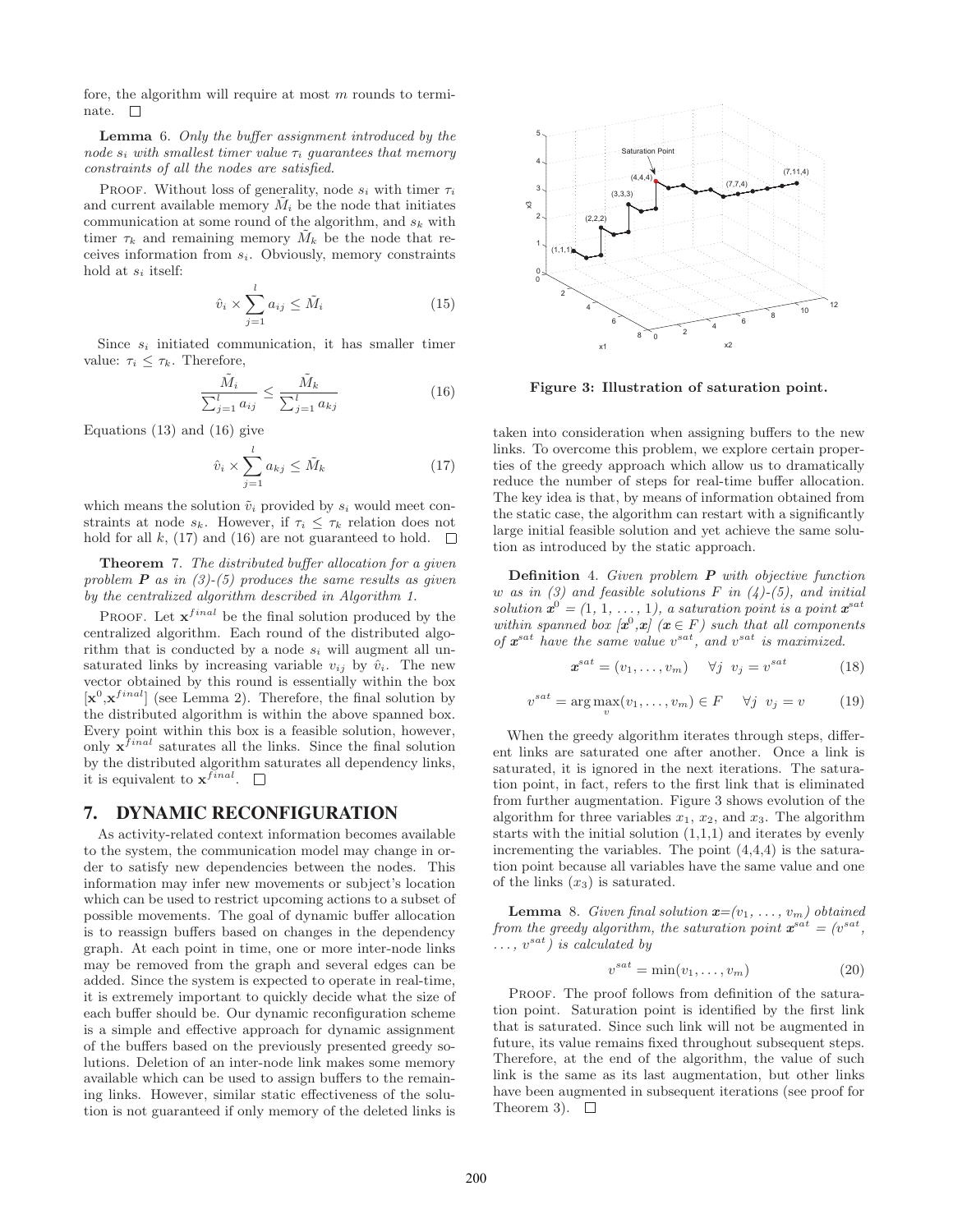fore, the algorithm will require at most $m$ rounds to terminate. □

**Lemma** 6. *Only the buffer assignment introduced by the node $s_i$ with smallest timer value $\tau_i$ guarantees that memory constraints of all the nodes are satisfied.*

PROOF. Without loss of generality, node $s_i$ with timer $\tau_i$ and current available memory $\tilde{M}_i$ be the node that initiates communication at some round of the algorithm, and $s_k$ with timer $\tau_k$ and remaining memory $\tilde{M}_k$ be the node that receives information from $s_i$. Obviously, memory constraints hold at $s_i$ itself:

$$\hat{v}_i \times \sum_{j=1}^{l} a_{ij} \leq \tilde{M}_i \tag{15}$$

Since $s_i$ initiated communication, it has smaller timer value: $\tau_i \leq \tau_k$. Therefore,

$$\frac{\tilde{M}_i}{\sum_{j=1}^{l} a_{ij}} \leq \frac{\tilde{M}_k}{\sum_{j=1}^{l} a_{kj}} \tag{16}$$

Equations (13) and (16) give

$$\hat{v}_i \times \sum_{j=1}^{l} a_{kj} \leq \tilde{M}_k \tag{17}$$

which means the solution $\tilde{v}_i$ provided by $s_i$ would meet constraints at node $s_k$. However, if $\tau_i \leq \tau_k$ relation does not hold for all $k$, (17) and (16) are not guaranteed to hold. □

**Theorem** 7. *The distributed buffer allocation for a given problem $\boldsymbol{P}$ as in (3)-(5) produces the same results as given by the centralized algorithm described in Algorithm 1.*

PROOF. Let $\mathbf{x}^{final}$ be the final solution produced by the centralized algorithm. Each round of the distributed algorithm that is conducted by a node $s_i$ will augment all unsaturated links by increasing variable $v_{ij}$ by $\hat{v}_i$. The new vector obtained by this round is essentially within the box $[\mathbf{x}^0, \mathbf{x}^{final}]$ (see Lemma 2). Therefore, the final solution by the distributed algorithm is within the above spanned box. Every point within this box is a feasible solution, however, only $\mathbf{x}^{final}$ saturates all the links. Since the final solution by the distributed algorithm saturates all dependency links, it is equivalent to $\mathbf{x}^{final}$. □

## 7. DYNAMIC RECONFIGURATION

As activity-related context information becomes available to the system, the communication model may change in order to satisfy new dependencies between the nodes. This information may infer new movements or subject's location which can be used to restrict upcoming actions to a subset of possible movements. The goal of dynamic buffer allocation is to reassign buffers based on changes in the dependency graph. At each point in time, one or more inter-node links may be removed from the graph and several edges can be added. Since the system is expected to operate in real-time, it is extremely important to quickly decide what the size of each buffer should be. Our dynamic reconfiguration scheme is a simple and effective approach for dynamic assignment of the buffers based on the previously presented greedy solutions. Deletion of an inter-node link makes some memory available which can be used to assign buffers to the remaining links. However, similar static effectiveness of the solution is not guaranteed if only memory of the deleted links is taken into consideration when assigning buffers to the new links. To overcome this problem, we explore certain properties of the greedy approach which allow us to dramatically reduce the number of steps for real-time buffer allocation. The key idea is that, by means of information obtained from the static case, the algorithm can restart with a significantly large initial feasible solution and yet achieve the same solution as introduced by the static approach.

Saturation Point
(1,1,1)
(2,2,2)
(3,3,3)
(4,4,4)
(7,7,4)
(7,11,4)
x1
x2
x3

Figure 3: Illustration of saturation point.

**Definition** 4. *Given problem $\boldsymbol{P}$ with objective function $w$ as in (3) and feasible solutions $F$ in (4)-(5), and initial solution $\boldsymbol{x}^0 = (1, 1, \ldots, 1)$, a saturation point is a point $\boldsymbol{x}^{sat}$ within spanned box $[\boldsymbol{x}^0, \boldsymbol{x}]$ ($\boldsymbol{x} \in F$) such that all components of $\boldsymbol{x}^{sat}$ have the same value $v^{sat}$, and $v^{sat}$ is maximized.*

$$\boldsymbol{x}^{sat} = (v_1, \ldots, v_m) \quad \forall j \;\; v_j = v^{sat} \tag{18}$$

$$v^{sat} = \arg\max_{v} (v_1, \ldots, v_m) \in F \quad \forall j \;\; v_j = v \tag{19}$$

When the greedy algorithm iterates through steps, different links are saturated one after another. Once a link is saturated, it is ignored in the next iterations. The saturation point, in fact, refers to the first link that is eliminated from further augmentation. Figure 3 shows evolution of the algorithm for three variables $x_1$, $x_2$, and $x_3$. The algorithm starts with the initial solution (1,1,1) and iterates by evenly incrementing the variables. The point (4,4,4) is the saturation point because all variables have the same value and one of the links ($x_3$) is saturated.

**Lemma** 8. *Given final solution $\boldsymbol{x}=(v_1, \ldots, v_m)$ obtained from the greedy algorithm, the saturation point $\boldsymbol{x}^{sat} = (v^{sat}, \ldots, v^{sat})$ is calculated by*

$$v^{sat} = \min(v_1, \ldots, v_m) \tag{20}$$

PROOF. The proof follows from definition of the saturation point. Saturation point is identified by the first link that is saturated. Since such link will not be augmented in future, its value remains fixed throughout subsequent steps. Therefore, at the end of the algorithm, the value of such link is the same as its last augmentation, but other links have been augmented in subsequent iterations (see proof for Theorem 3). □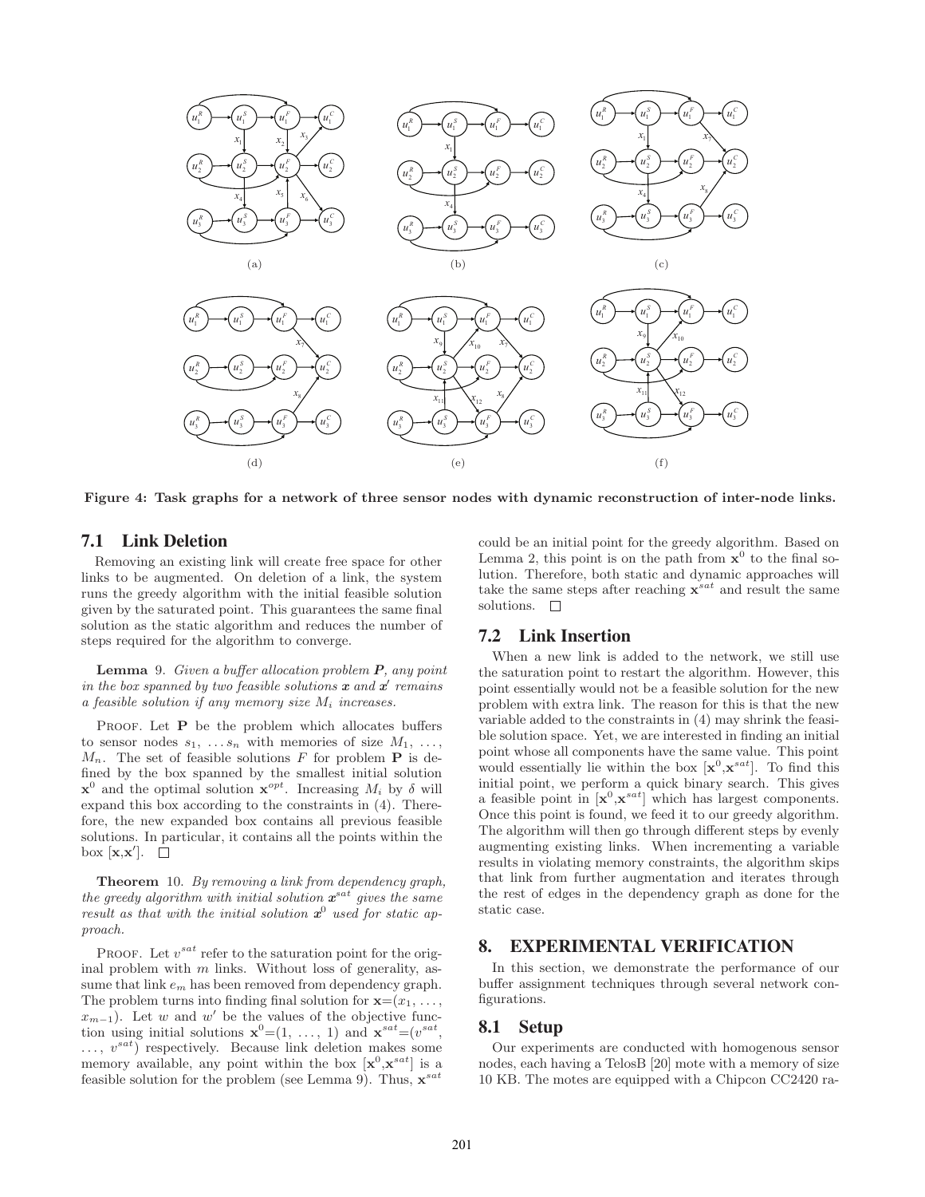Figure 4: Task graphs for a network of three sensor nodes with dynamic reconstruction of inter-node links.

## 7.1 Link Deletion

Removing an existing link will create free space for other links to be augmented. On deletion of a link, the system runs the greedy algorithm with the initial feasible solution given by the saturated point. This guarantees the same final solution as the static algorithm and reduces the number of steps required for the algorithm to converge.

**Lemma** 9. *Given a buffer allocation problem* $\boldsymbol{P}$*, any point in the box spanned by two feasible solutions* $\boldsymbol{x}$ *and* $\boldsymbol{x}'$ *remains a feasible solution if any memory size* $M_i$ *increases.*

Proof. Let $\mathbf{P}$ be the problem which allocates buffers to sensor nodes $s_1, \ldots s_n$ with memories of size $M_1, \ldots, M_n$. The set of feasible solutions $F$ for problem $\mathbf{P}$ is defined by the box spanned by the smallest initial solution $\mathbf{x}^0$ and the optimal solution $\mathbf{x}^{opt}$. Increasing $M_i$ by $\delta$ will expand this box according to the constraints in (4). Therefore, the new expanded box contains all previous feasible solutions. In particular, it contains all the points within the box $[\mathbf{x}, \mathbf{x}']$. □

**Theorem** 10. *By removing a link from dependency graph, the greedy algorithm with initial solution* $\boldsymbol{x}^{sat}$ *gives the same result as that with the initial solution* $\boldsymbol{x}^0$ *used for static approach.*

Proof. Let $v^{sat}$ refer to the saturation point for the original problem with $m$ links. Without loss of generality, assume that link $e_m$ has been removed from dependency graph. The problem turns into finding final solution for $\mathbf{x}=(x_1, \ldots, x_{m-1})$. Let $w$ and $w'$ be the values of the objective function using initial solutions $\mathbf{x}^0=(1, \ldots, 1)$ and $\mathbf{x}^{sat}=(v^{sat}, \ldots, v^{sat})$ respectively. Because link deletion makes some memory available, any point within the box $[\mathbf{x}^0, \mathbf{x}^{sat}]$ is a feasible solution for the problem (see Lemma 9). Thus, $\mathbf{x}^{sat}$ could be an initial point for the greedy algorithm. Based on Lemma 2, this point is on the path from $\mathbf{x}^0$ to the final solution. Therefore, both static and dynamic approaches will take the same steps after reaching $\mathbf{x}^{sat}$ and result the same solutions. □

## 7.2 Link Insertion

When a new link is added to the network, we still use the saturation point to restart the algorithm. However, this point essentially would not be a feasible solution for the new problem with extra link. The reason for this is that the new variable added to the constraints in (4) may shrink the feasible solution space. Yet, we are interested in finding an initial point whose all components have the same value. This point would essentially lie within the box $[\mathbf{x}^0, \mathbf{x}^{sat}]$. To find this initial point, we perform a quick binary search. This gives a feasible point in $[\mathbf{x}^0, \mathbf{x}^{sat}]$ which has largest components. Once this point is found, we feed it to our greedy algorithm. The algorithm will then go through different steps by evenly augmenting existing links. When incrementing a variable results in violating memory constraints, the algorithm skips that link from further augmentation and iterates through the rest of edges in the dependency graph as done for the static case.

# 8. EXPERIMENTAL VERIFICATION

In this section, we demonstrate the performance of our buffer assignment techniques through several network configurations.

## 8.1 Setup

Our experiments are conducted with homogenous sensor nodes, each having a TelosB [20] mote with a memory of size 10 KB. The motes are equipped with a Chipcon CC2420 ra-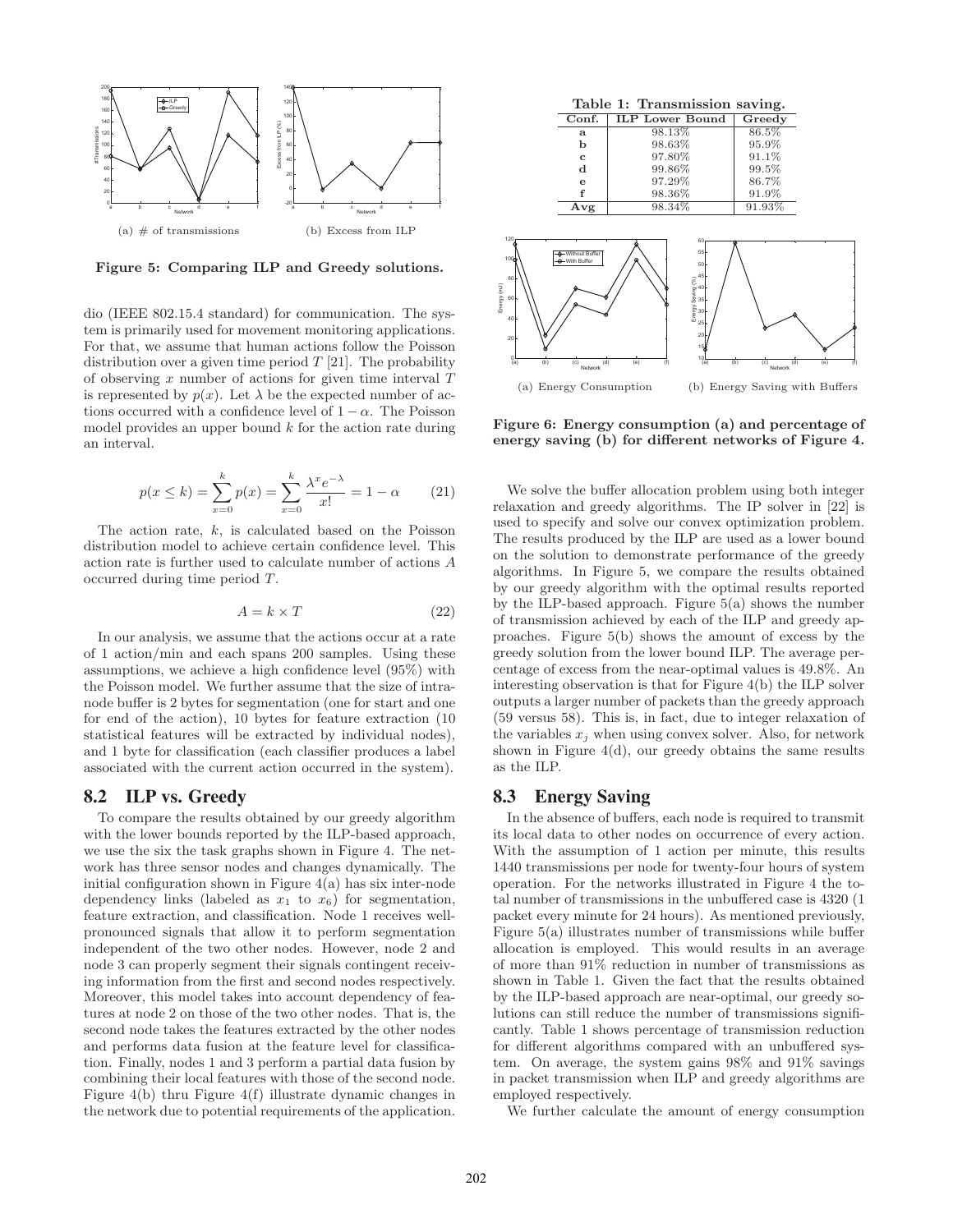(a) # of transmissions

(b) Excess from ILP

**Figure 5: Comparing ILP and Greedy solutions.**

dio (IEEE 802.15.4 standard) for communication. The system is primarily used for movement monitoring applications. For that, we assume that human actions follow the Poisson distribution over a given time period $T$ [21]. The probability of observing $x$ number of actions for given time interval $T$ is represented by $p(x)$. Let $\lambda$ be the expected number of actions occurred with a confidence level of $1 - \alpha$. The Poisson model provides an upper bound $k$ for the action rate during an interval.

$$p(x \leq k) = \sum_{x=0}^{k} p(x) = \sum_{x=0}^{k} \frac{\lambda^x e^{-\lambda}}{x!} = 1 - \alpha \tag{21}$$

The action rate, $k$, is calculated based on the Poisson distribution model to achieve certain confidence level. This action rate is further used to calculate number of actions $A$ occurred during time period $T$.

$$A = k \times T \tag{22}$$

In our analysis, we assume that the actions occur at a rate of 1 action/min and each spans 200 samples. Using these assumptions, we achieve a high confidence level (95%) with the Poisson model. We further assume that the size of intra-node buffer is 2 bytes for segmentation (one for start and one for end of the action), 10 bytes for feature extraction (10 statistical features will be extracted by individual nodes), and 1 byte for classification (each classifier produces a label associated with the current action occurred in the system).

## 8.2 ILP vs. Greedy

To compare the results obtained by our greedy algorithm with the lower bounds reported by the ILP-based approach, we use the six the task graphs shown in Figure 4. The network has three sensor nodes and changes dynamically. The initial configuration shown in Figure 4(a) has six inter-node dependency links (labeled as $x_1$ to $x_6$) for segmentation, feature extraction, and classification. Node 1 receives well-pronounced signals that allow it to perform segmentation independent of the two other nodes. However, node 2 and node 3 can properly segment their signals contingent receiving information from the first and second nodes respectively. Moreover, this model takes into account dependency of features at node 2 on those of the two other nodes. That is, the second node takes the features extracted by the other nodes and performs data fusion at the feature level for classification. Finally, nodes 1 and 3 perform a partial data fusion by combining their local features with those of the second node. Figure 4(b) thru Figure 4(f) illustrate dynamic changes in the network due to potential requirements of the application.

**Table 1: Transmission saving.**

| Conf. | ILP Lower Bound | Greedy |
|---|---|---|
| **a** | 98.13% | 86.5% |
| **b** | 98.63% | 95.9% |
| **c** | 97.80% | 91.1% |
| **d** | 99.86% | 99.5% |
| **e** | 97.29% | 86.7% |
| **f** | 98.36% | 91.9% |
| **Avg** | 98.34% | 91.93% |

(a) Energy Consumption

(b) Energy Saving with Buffers

**Figure 6: Energy consumption (a) and percentage of energy saving (b) for different networks of Figure 4.**

We solve the buffer allocation problem using both integer relaxation and greedy algorithms. The IP solver in [22] is used to specify and solve our convex optimization problem. The results produced by the ILP are used as a lower bound on the solution to demonstrate performance of the greedy algorithms. In Figure 5, we compare the results obtained by our greedy algorithm with the optimal results reported by the ILP-based approach. Figure 5(a) shows the number of transmission achieved by each of the ILP and greedy approaches. Figure 5(b) shows the amount of excess by the greedy solution from the lower bound ILP. The average percentage of excess from the near-optimal values is 49.8%. An interesting observation is that for Figure 4(b) the ILP solver outputs a larger number of packets than the greedy approach (59 versus 58). This is, in fact, due to integer relaxation of the variables $x_j$ when using convex solver. Also, for network shown in Figure 4(d), our greedy obtains the same results as the ILP.

## 8.3 Energy Saving

In the absence of buffers, each node is required to transmit its local data to other nodes on occurrence of every action. With the assumption of 1 action per minute, this results 1440 transmissions per node for twenty-four hours of system operation. For the networks illustrated in Figure 4 the total number of transmissions in the unbuffered case is 4320 (1 packet every minute for 24 hours). As mentioned previously, Figure 5(a) illustrates number of transmissions while buffer allocation is employed. This would results in an average of more than 91% reduction in number of transmissions as shown in Table 1. Given the fact that the results obtained by the ILP-based approach are near-optimal, our greedy solutions can still reduce the number of transmissions significantly. Table 1 shows percentage of transmission reduction for different algorithms compared with an unbuffered system. On average, the system gains 98% and 91% savings in packet transmission when ILP and greedy algorithms are employed respectively.

We further calculate the amount of energy consumption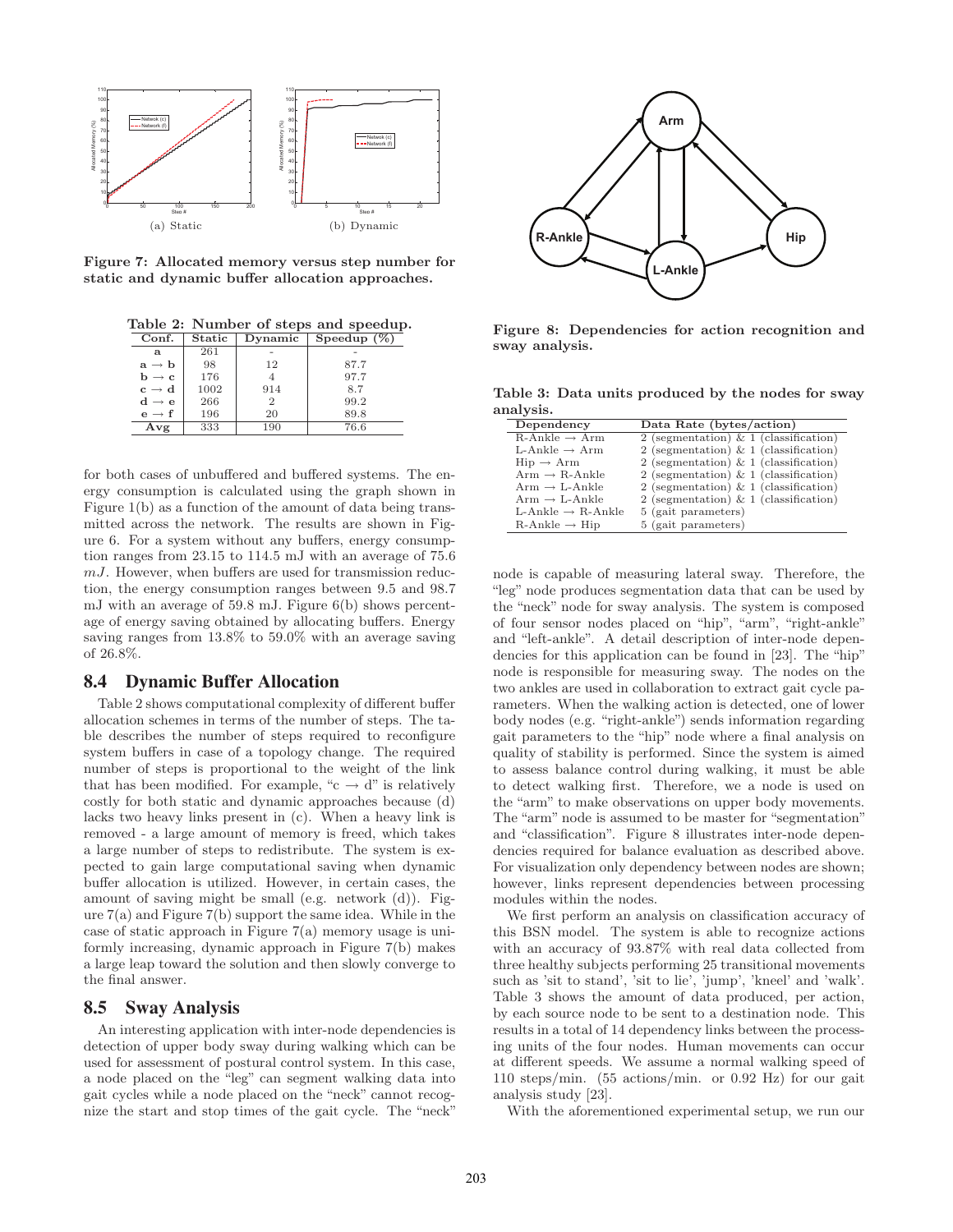Figure 7: Allocated memory versus step number for static and dynamic buffer allocation approaches.

(a) Static

(b) Dynamic

Table 2: Number of steps and speedup.

| Conf. | Static | Dynamic | Speedup (%) |
|---|---|---|---|
| a | 261 | - | - |
| a → b | 98 | 12 | 87.7 |
| b → c | 176 | 4 | 97.7 |
| c → d | 1002 | 914 | 8.7 |
| d → e | 266 | 2 | 99.2 |
| e → f | 196 | 20 | 89.8 |
| **Avg** | 333 | 190 | 76.6 |

for both cases of unbuffered and buffered systems. The energy consumption is calculated using the graph shown in Figure 1(b) as a function of the amount of data being transmitted across the network. The results are shown in Figure 6. For a system without any buffers, energy consumption ranges from 23.15 to 114.5 mJ with an average of 75.6 *mJ*. However, when buffers are used for transmission reduction, the energy consumption ranges between 9.5 and 98.7 mJ with an average of 59.8 mJ. Figure 6(b) shows percentage of energy saving obtained by allocating buffers. Energy saving ranges from 13.8% to 59.0% with an average saving of 26.8%.

## 8.4 Dynamic Buffer Allocation

Table 2 shows computational complexity of different buffer allocation schemes in terms of the number of steps. The table describes the number of steps required to reconfigure system buffers in case of a topology change. The required number of steps is proportional to the weight of the link that has been modified. For example, "c → d" is relatively costly for both static and dynamic approaches because (d) lacks two heavy links present in (c). When a heavy link is removed - a large amount of memory is freed, which takes a large number of steps to redistribute. The system is expected to gain large computational saving when dynamic buffer allocation is utilized. However, in certain cases, the amount of saving might be small (e.g. network (d)). Figure 7(a) and Figure 7(b) support the same idea. While in the case of static approach in Figure 7(a) memory usage is uniformly increasing, dynamic approach in Figure 7(b) makes a large leap toward the solution and then slowly converge to the final answer.

## 8.5 Sway Analysis

An interesting application with inter-node dependencies is detection of upper body sway during walking which can be used for assessment of postural control system. In this case, a node placed on the "leg" can segment walking data into gait cycles while a node placed on the "neck" cannot recognize the start and stop times of the gait cycle. The "neck" node is capable of measuring lateral sway. Therefore, the "leg" node produces segmentation data that can be used by the "neck" node for sway analysis. The system is composed of four sensor nodes placed on "hip", "arm", "right-ankle" and "left-ankle". A detail description of inter-node dependencies for this application can be found in [23]. The "hip" node is responsible for measuring sway. The nodes on the two ankles are used in collaboration to extract gait cycle parameters. When the walking action is detected, one of lower body nodes (e.g. "right-ankle") sends information regarding gait parameters to the "hip" node where a final analysis on quality of stability is performed. Since the system is aimed to assess balance control during walking, it must be able to detect walking first. Therefore, we a node is used on the "arm" to make observations on upper body movements. The "arm" node is assumed to be master for "segmentation" and "classification". Figure 8 illustrates inter-node dependencies required for balance evaluation as described above. For visualization only dependency between nodes are shown; however, links represent dependencies between processing modules within the nodes.

We first perform an analysis on classification accuracy of this BSN model. The system is able to recognize actions with an accuracy of 93.87% with real data collected from three healthy subjects performing 25 transitional movements such as 'sit to stand', 'sit to lie', 'jump', 'kneel' and 'walk'. Table 3 shows the amount of data produced, per action, by each source node to be sent to a destination node. This results in a total of 14 dependency links between the processing units of the four nodes. Human movements can occur at different speeds. We assume a normal walking speed of 110 steps/min. (55 actions/min. or 0.92 Hz) for our gait analysis study [23].

With the aforementioned experimental setup, we run our

Figure 8: Dependencies for action recognition and sway analysis.

Table 3: Data units produced by the nodes for sway analysis.

| Dependency | Data Rate (bytes/action) |
|---|---|
| R-Ankle → Arm | 2 (segmentation) & 1 (classification) |
| L-Ankle → Arm | 2 (segmentation) & 1 (classification) |
| Hip → Arm | 2 (segmentation) & 1 (classification) |
| Arm → R-Ankle | 2 (segmentation) & 1 (classification) |
| Arm → L-Ankle | 2 (segmentation) & 1 (classification) |
| Arm → L-Ankle | 2 (segmentation) & 1 (classification) |
| L-Ankle → R-Ankle | 5 (gait parameters) |
| R-Ankle → Hip | 5 (gait parameters) |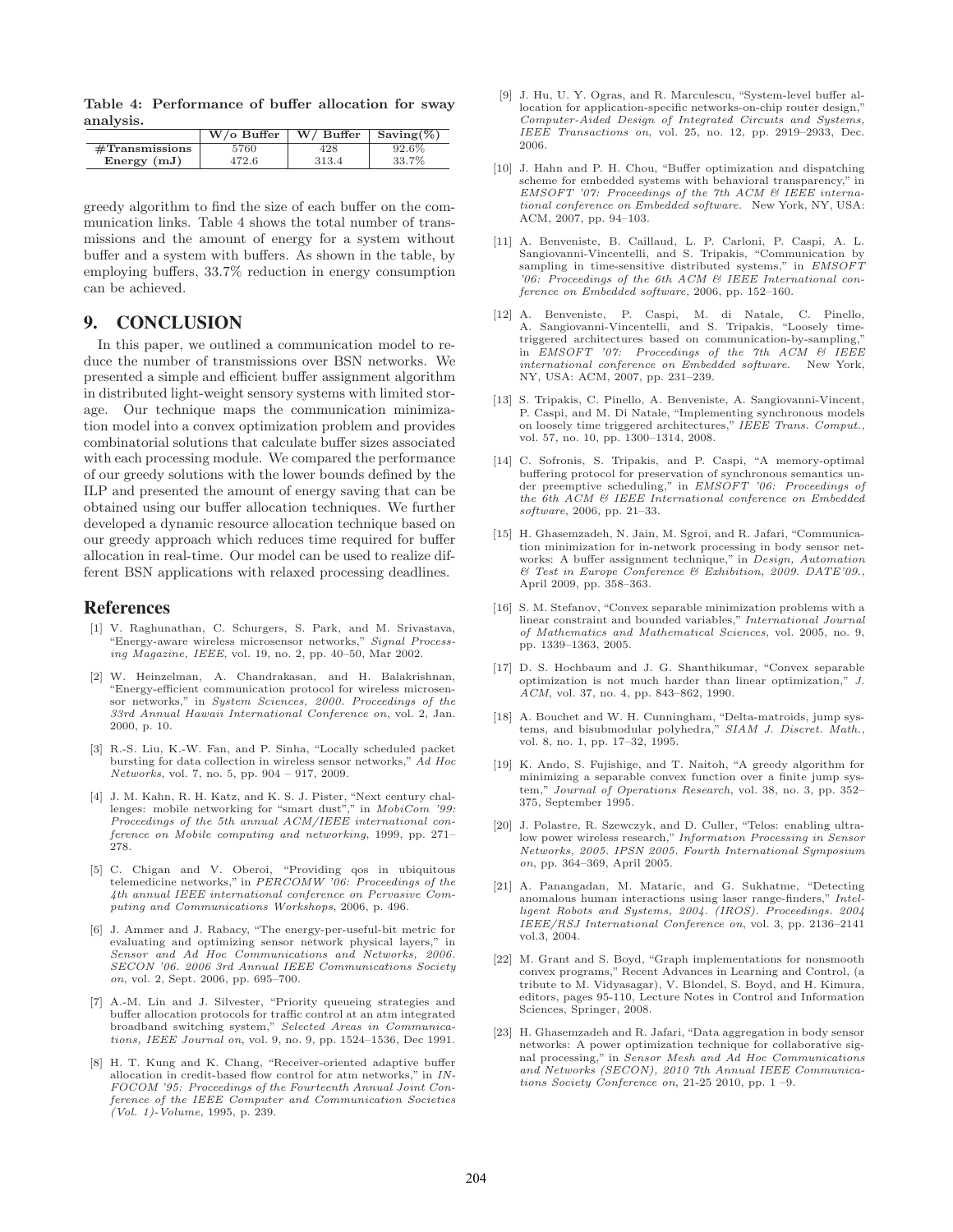**Table 4: Performance of buffer allocation for sway analysis.**

| | W/o Buffer | W/ Buffer | Saving(%) |
|---|---|---|---|
| **#Transmissions** | 5760 | 428 | 92.6% |
| **Energy (mJ)** | 472.6 | 313.4 | 33.7% |

greedy algorithm to find the size of each buffer on the communication links. Table 4 shows the total number of transmissions and the amount of energy for a system without buffer and a system with buffers. As shown in the table, by employing buffers, 33.7% reduction in energy consumption can be achieved.

## 9. CONCLUSION

In this paper, we outlined a communication model to reduce the number of transmissions over BSN networks. We presented a simple and efficient buffer assignment algorithm in distributed light-weight sensory systems with limited storage. Our technique maps the communication minimization model into a convex optimization problem and provides combinatorial solutions that calculate buffer sizes associated with each processing module. We compared the performance of our greedy solutions with the lower bounds defined by the ILP and presented the amount of energy saving that can be obtained using our buffer allocation techniques. We further developed a dynamic resource allocation technique based on our greedy approach which reduces time required for buffer allocation in real-time. Our model can be used to realize different BSN applications with relaxed processing deadlines.

## References

[1] V. Raghunathan, C. Schurgers, S. Park, and M. Srivastava, "Energy-aware wireless microsensor networks," *Signal Processing Magazine, IEEE*, vol. 19, no. 2, pp. 40–50, Mar 2002.

[2] W. Heinzelman, A. Chandrakasan, and H. Balakrishnan, "Energy-efficient communication protocol for wireless microsensor networks," in *System Sciences, 2000. Proceedings of the 33rd Annual Hawaii International Conference on*, vol. 2, Jan. 2000, p. 10.

[3] R.-S. Liu, K.-W. Fan, and P. Sinha, "Locally scheduled packet bursting for data collection in wireless sensor networks," *Ad Hoc Networks*, vol. 7, no. 5, pp. 904 – 917, 2009.

[4] J. M. Kahn, R. H. Katz, and K. S. J. Pister, "Next century challenges: mobile networking for "smart dust"," in *MobiCom '99: Proceedings of the 5th annual ACM/IEEE international conference on Mobile computing and networking*, 1999, pp. 271–278.

[5] C. Chigan and V. Oberoi, "Providing qos in ubiquitous telemedicine networks," in *PERCOMW '06: Proceedings of the 4th annual IEEE international conference on Pervasive Computing and Communications Workshops*, 2006, p. 496.

[6] J. Ammer and J. Rabacy, "The energy-per-useful-bit metric for evaluating and optimizing sensor network physical layers," in *Sensor and Ad Hoc Communications and Networks, 2006. SECON '06. 2006 3rd Annual IEEE Communications Society on*, vol. 2, Sept. 2006, pp. 695–700.

[7] A.-M. Lin and J. Silvester, "Priority queueing strategies and buffer allocation protocols for traffic control at an atm integrated broadband switching system," *Selected Areas in Communications, IEEE Journal on*, vol. 9, no. 9, pp. 1524–1536, Dec 1991.

[8] H. T. Kung and K. Chang, "Receiver-oriented adaptive buffer allocation in credit-based flow control for atm networks," in *INFOCOM '95: Proceedings of the Fourteenth Annual Joint Conference of the IEEE Computer and Communication Societies (Vol. 1)-Volume*, 1995, p. 239.

[9] J. Hu, U. Y. Ogras, and R. Marculescu, "System-level buffer allocation for application-specific networks-on-chip router design," *Computer-Aided Design of Integrated Circuits and Systems, IEEE Transactions on*, vol. 25, no. 12, pp. 2919–2933, Dec. 2006.

[10] J. Hahn and P. H. Chou, "Buffer optimization and dispatching scheme for embedded systems with behavioral transparency," in *EMSOFT '07: Proceedings of the 7th ACM & IEEE international conference on Embedded software.* New York, NY, USA: ACM, 2007, pp. 94–103.

[11] A. Benveniste, B. Caillaud, L. P. Carloni, P. Caspi, A. L. Sangiovanni-Vincentelli, and S. Tripakis, "Communication by sampling in time-sensitive distributed systems," in *EMSOFT '06: Proceedings of the 6th ACM & IEEE International conference on Embedded software*, 2006, pp. 152–160.

[12] A. Benveniste, P. Caspi, M. di Natale, C. Pinello, A. Sangiovanni-Vincentelli, and S. Tripakis, "Loosely time-triggered architectures based on communication-by-sampling," in *EMSOFT '07: Proceedings of the 7th ACM & IEEE international conference on Embedded software.* New York, NY, USA: ACM, 2007, pp. 231–239.

[13] S. Tripakis, C. Pinello, A. Benveniste, A. Sangiovanni-Vincent, P. Caspi, and M. Di Natale, "Implementing synchronous models on loosely time triggered architectures," *IEEE Trans. Comput.*, vol. 57, no. 10, pp. 1300–1314, 2008.

[14] C. Sofronis, S. Tripakis, and P. Caspi, "A memory-optimal buffering protocol for preservation of synchronous semantics under preemptive scheduling," in *EMSOFT '06: Proceedings of the 6th ACM & IEEE International conference on Embedded software*, 2006, pp. 21–33.

[15] H. Ghasemzadeh, N. Jain, M. Sgroi, and R. Jafari, "Communication minimization for in-network processing in body sensor networks: A buffer assignment technique," in *Design, Automation & Test in Europe Conference & Exhibition, 2009. DATE'09.*, April 2009, pp. 358–363.

[16] S. M. Stefanov, "Convex separable minimization problems with a linear constraint and bounded variables," *International Journal of Mathematics and Mathematical Sciences*, vol. 2005, no. 9, pp. 1339–1363, 2005.

[17] D. S. Hochbaum and J. G. Shanthikumar, "Convex separable optimization is not much harder than linear optimization," *J. ACM*, vol. 37, no. 4, pp. 843–862, 1990.

[18] A. Bouchet and W. H. Cunningham, "Delta-matroids, jump systems, and bisubmodular polyhedra," *SIAM J. Discret. Math.*, vol. 8, no. 1, pp. 17–32, 1995.

[19] K. Ando, S. Fujishige, and T. Naitoh, "A greedy algorithm for minimizing a separable convex function over a finite jump system," *Journal of Operations Research*, vol. 38, no. 3, pp. 352–375, September 1995.

[20] J. Polastre, R. Szewczyk, and D. Culler, "Telos: enabling ultra-low power wireless research," *Information Processing in Sensor Networks, 2005. IPSN 2005. Fourth International Symposium on*, pp. 364–369, April 2005.

[21] A. Panangadan, M. Mataric, and G. Sukhatme, "Detecting anomalous human interactions using laser range-finders," *Intelligent Robots and Systems, 2004. (IROS). Proceedings. 2004 IEEE/RSJ International Conference on*, vol. 3, pp. 2136–2141 vol.3, 2004.

[22] M. Grant and S. Boyd, "Graph implementations for nonsmooth convex programs," Recent Advances in Learning and Control, (a tribute to M. Vidyasagar), V. Blondel, S. Boyd, and H. Kimura, editors, pages 95-110, Lecture Notes in Control and Information Sciences, Springer, 2008.

[23] H. Ghasemzadeh and R. Jafari, "Data aggregation in body sensor networks: A power optimization technique for collaborative signal processing," in *Sensor Mesh and Ad Hoc Communications and Networks (SECON), 2010 7th Annual IEEE Communications Society Conference on*, 21-25 2010, pp. 1 –9.